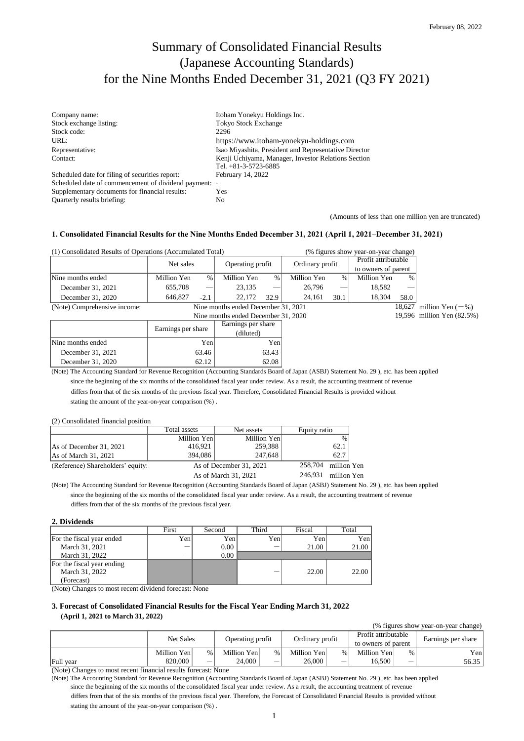February 08, 2022

# Summary of Consolidated Financial Results (Japanese Accounting Standards) for the Nine Months Ended December 31, 2021 (Q3 FY 2021)

| | |
|---|---|
| Company name: | Itoham Yonekyu Holdings Inc. |
| Stock exchange listing: | Tokyo Stock Exchange |
| Stock code: | 2296 |
| URL: | https://www.itoham-yonekyu-holdings.com |
| Representative: | Isao Miyashita, President and Representative Director |
| Contact: | Kenji Uchiyama, Manager, Investor Relations Section<br>Tel. +81-3-5723-6885 |
| Scheduled date for filing of securities report: | February 14, 2022 |
| Scheduled date of commencement of dividend payment: | - |
| Supplementary documents for financial results: | Yes |
| Quarterly results briefing: | No |

(Amounts of less than one million yen are truncated)

### 1. Consolidated Financial Results for the Nine Months Ended December 31, 2021 (April 1, 2021–December 31, 2021)

(1) Consolidated Results of Operations (Accumulated Total) (% figures show year-on-year change)

| | Net sales | | Operating profit | | Ordinary profit | | Profit attributable to owners of parent | |
|---|---|---|---|---|---|---|---|---|
| Nine months ended | Million Yen | % | Million Yen | % | Million Yen | % | Million Yen | % |
| December 31, 2021 | 655,708 | — | 23,135 | — | 26,796 | — | 18,582 | — |
| December 31, 2020 | 646,827 | -2.1 | 22,172 | 32.9 | 24,161 | 30.1 | 18,304 | 58.0 |

(Note) Comprehensive income: Nine months ended December 31, 2021 18,627 million Yen (－%)
Nine months ended December 31, 2020 19,596 million Yen (82.5%)

| | Earnings per share | Earnings per share (diluted) |
|---|---|---|
| Nine months ended | Yen | Yen |
| December 31, 2021 | 63.46 | 63.43 |
| December 31, 2020 | 62.12 | 62.08 |

(Note) The Accounting Standard for Revenue Recognition (Accounting Standards Board of Japan (ASBJ) Statement No. 29 ), etc. has been applied since the beginning of the six months of the consolidated fiscal year under review. As a result, the accounting treatment of revenue differs from that of the six months of the previous fiscal year. Therefore, Consolidated Financial Results is provided without stating the amount of the year-on-year comparison (%) .

(2) Consolidated financial position

| | Total assets | Net assets | Equity ratio |
|---|---|---|---|
| | Million Yen | Million Yen | % |
| As of December 31, 2021 | 416,921 | 259,388 | 62.1 |
| As of March 31, 2021 | 394,086 | 247,648 | 62.7 |

(Reference) Shareholders' equity: As of December 31, 2021 258,704 million Yen
As of March 31, 2021 246,931 million Yen

(Note) The Accounting Standard for Revenue Recognition (Accounting Standards Board of Japan (ASBJ) Statement No. 29 ), etc. has been applied since the beginning of the six months of the consolidated fiscal year under review. As a result, the accounting treatment of revenue differs from that of the six months of the previous fiscal year.

### 2. Dividends

| | First | Second | Third | Fiscal | Total |
|---|---|---|---|---|---|
| For the fiscal year ended | Yen | Yen | Yen | Yen | Yen |
| March 31, 2021 | － | 0.00 | － | 21.00 | 21.00 |
| March 31, 2022 | － | 0.00 | | | |
| For the fiscal year ending March 31, 2022 (Forecast) | | | － | 22.00 | 22.00 |

(Note) Changes to most recent dividend forecast: None

### 3. Forecast of Consolidated Financial Results for the Fiscal Year Ending March 31, 2022 (April 1, 2021 to March 31, 2022)

(% figures show year-on-year change)

| | Net Sales | | Operating profit | | Ordinary profit | | Profit attributable to owners of parent | | Earnings per share |
|---|---|---|---|---|---|---|---|---|---|
| | Million Yen | % | Million Yen | % | Million Yen | % | Million Yen | % | Yen |
| Full year | 820,000 | － | 24,000 | － | 26,000 | － | 16,500 | － | 56.35 |

(Note) Changes to most recent financial results forecast: None

(Note) The Accounting Standard for Revenue Recognition (Accounting Standards Board of Japan (ASBJ) Statement No. 29 ), etc. has been applied since the beginning of the six months of the consolidated fiscal year under review. As a result, the accounting treatment of revenue differs from that of the six months of the previous fiscal year. Therefore, the Forecast of Consolidated Financial Results is provided without stating the amount of the year-on-year comparison (%) .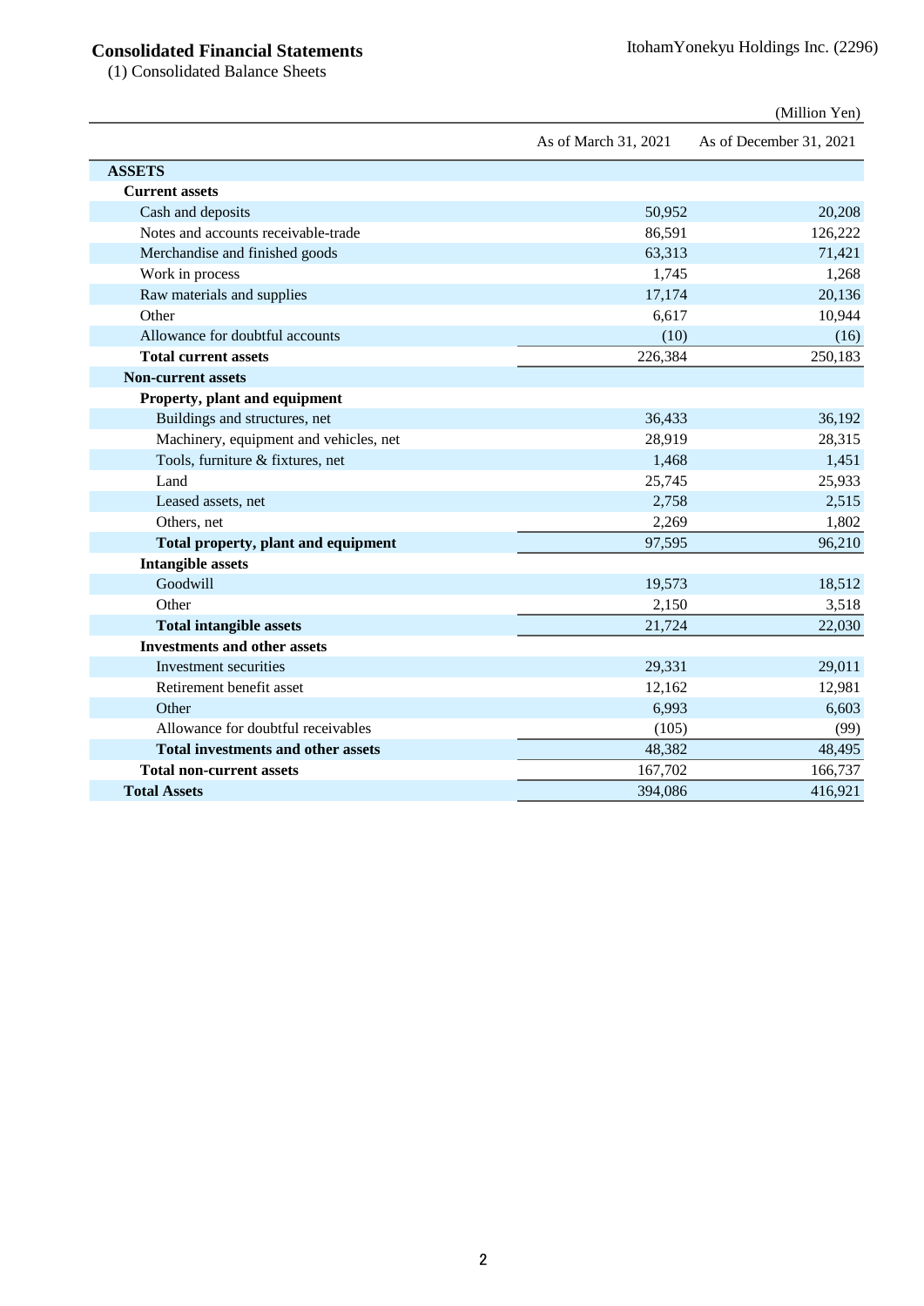## Consolidated Financial Statements

(1) Consolidated Balance Sheets

(Million Yen)

| | As of March 31, 2021 | As of December 31, 2021 |
|---|---|---|
| **ASSETS** | | |
| **Current assets** | | |
| Cash and deposits | 50,952 | 20,208 |
| Notes and accounts receivable-trade | 86,591 | 126,222 |
| Merchandise and finished goods | 63,313 | 71,421 |
| Work in process | 1,745 | 1,268 |
| Raw materials and supplies | 17,174 | 20,136 |
| Other | 6,617 | 10,944 |
| Allowance for doubtful accounts | (10) | (16) |
| **Total current assets** | 226,384 | 250,183 |
| **Non-current assets** | | |
| **Property, plant and equipment** | | |
| Buildings and structures, net | 36,433 | 36,192 |
| Machinery, equipment and vehicles, net | 28,919 | 28,315 |
| Tools, furniture & fixtures, net | 1,468 | 1,451 |
| Land | 25,745 | 25,933 |
| Leased assets, net | 2,758 | 2,515 |
| Others, net | 2,269 | 1,802 |
| **Total property, plant and equipment** | 97,595 | 96,210 |
| **Intangible assets** | | |
| Goodwill | 19,573 | 18,512 |
| Other | 2,150 | 3,518 |
| **Total intangible assets** | 21,724 | 22,030 |
| **Investments and other assets** | | |
| Investment securities | 29,331 | 29,011 |
| Retirement benefit asset | 12,162 | 12,981 |
| Other | 6,993 | 6,603 |
| Allowance for doubtful receivables | (105) | (99) |
| **Total investments and other assets** | 48,382 | 48,495 |
| **Total non-current assets** | 167,702 | 166,737 |
| **Total Assets** | 394,086 | 416,921 |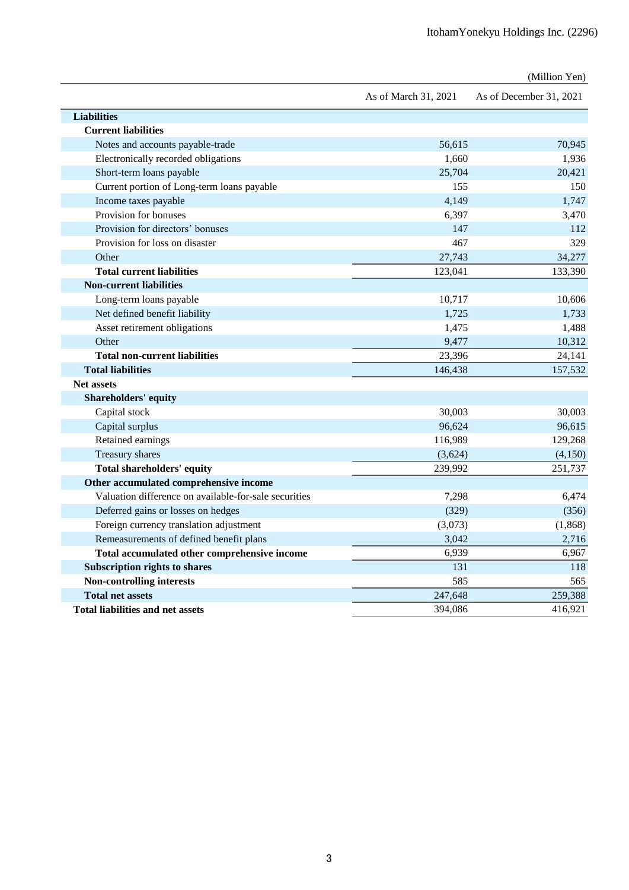(Million Yen)

| | As of March 31, 2021 | As of December 31, 2021 |
|---|---|---|
| **Liabilities** | | |
| **Current liabilities** | | |
| Notes and accounts payable-trade | 56,615 | 70,945 |
| Electronically recorded obligations | 1,660 | 1,936 |
| Short-term loans payable | 25,704 | 20,421 |
| Current portion of Long-term loans payable | 155 | 150 |
| Income taxes payable | 4,149 | 1,747 |
| Provision for bonuses | 6,397 | 3,470 |
| Provision for directors' bonuses | 147 | 112 |
| Provision for loss on disaster | 467 | 329 |
| Other | 27,743 | 34,277 |
| **Total current liabilities** | 123,041 | 133,390 |
| **Non-current liabilities** | | |
| Long-term loans payable | 10,717 | 10,606 |
| Net defined benefit liability | 1,725 | 1,733 |
| Asset retirement obligations | 1,475 | 1,488 |
| Other | 9,477 | 10,312 |
| **Total non-current liabilities** | 23,396 | 24,141 |
| **Total liabilities** | 146,438 | 157,532 |
| **Net assets** | | |
| **Shareholders' equity** | | |
| Capital stock | 30,003 | 30,003 |
| Capital surplus | 96,624 | 96,615 |
| Retained earnings | 116,989 | 129,268 |
| Treasury shares | (3,624) | (4,150) |
| **Total shareholders' equity** | 239,992 | 251,737 |
| **Other accumulated comprehensive income** | | |
| Valuation difference on available-for-sale securities | 7,298 | 6,474 |
| Deferred gains or losses on hedges | (329) | (356) |
| Foreign currency translation adjustment | (3,073) | (1,868) |
| Remeasurements of defined benefit plans | 3,042 | 2,716 |
| **Total accumulated other comprehensive income** | 6,939 | 6,967 |
| **Subscription rights to shares** | 131 | 118 |
| **Non-controlling interests** | 585 | 565 |
| **Total net assets** | 247,648 | 259,388 |
| **Total liabilities and net assets** | 394,086 | 416,921 |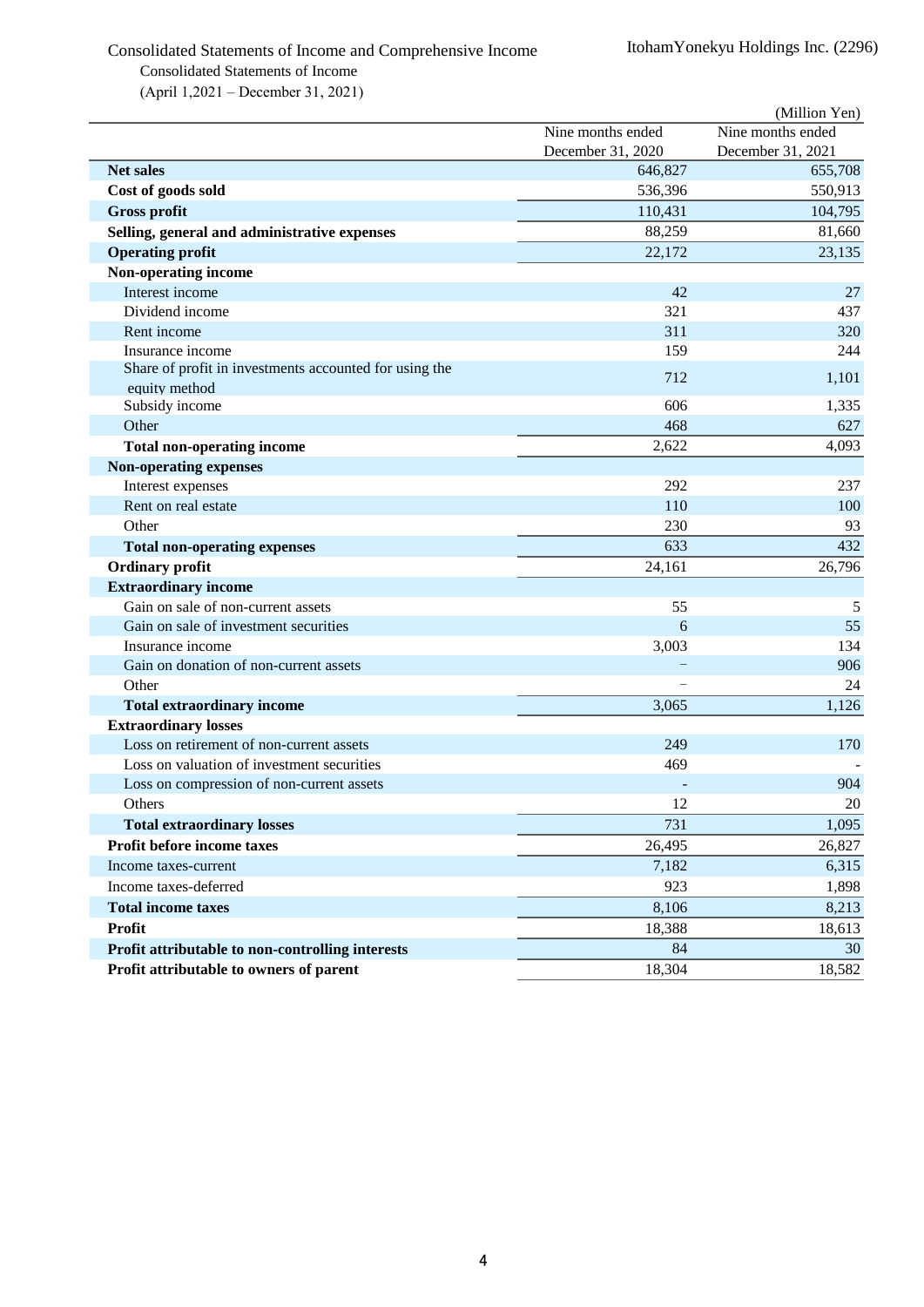Consolidated Statements of Income and Comprehensive Income

Consolidated Statements of Income

(April 1,2021 – December 31, 2021)

(Million Yen)

| | Nine months ended December 31, 2020 | Nine months ended December 31, 2021 |
|---|---|---|
| **Net sales** | 646,827 | 655,708 |
| **Cost of goods sold** | 536,396 | 550,913 |
| **Gross profit** | 110,431 | 104,795 |
| **Selling, general and administrative expenses** | 88,259 | 81,660 |
| **Operating profit** | 22,172 | 23,135 |
| **Non-operating income** | | |
| Interest income | 42 | 27 |
| Dividend income | 321 | 437 |
| Rent income | 311 | 320 |
| Insurance income | 159 | 244 |
| Share of profit in investments accounted for using the equity method | 712 | 1,101 |
| Subsidy income | 606 | 1,335 |
| Other | 468 | 627 |
| **Total non-operating income** | 2,622 | 4,093 |
| **Non-operating expenses** | | |
| Interest expenses | 292 | 237 |
| Rent on real estate | 110 | 100 |
| Other | 230 | 93 |
| **Total non-operating expenses** | 633 | 432 |
| **Ordinary profit** | 24,161 | 26,796 |
| **Extraordinary income** | | |
| Gain on sale of non-current assets | 55 | 5 |
| Gain on sale of investment securities | 6 | 55 |
| Insurance income | 3,003 | 134 |
| Gain on donation of non-current assets | – | 906 |
| Other | – | 24 |
| **Total extraordinary income** | 3,065 | 1,126 |
| **Extraordinary losses** | | |
| Loss on retirement of non-current assets | 249 | 170 |
| Loss on valuation of investment securities | 469 | - |
| Loss on compression of non-current assets | - | 904 |
| Others | 12 | 20 |
| **Total extraordinary losses** | 731 | 1,095 |
| **Profit before income taxes** | 26,495 | 26,827 |
| Income taxes-current | 7,182 | 6,315 |
| Income taxes-deferred | 923 | 1,898 |
| **Total income taxes** | 8,106 | 8,213 |
| **Profit** | 18,388 | 18,613 |
| **Profit attributable to non-controlling interests** | 84 | 30 |
| **Profit attributable to owners of parent** | 18,304 | 18,582 |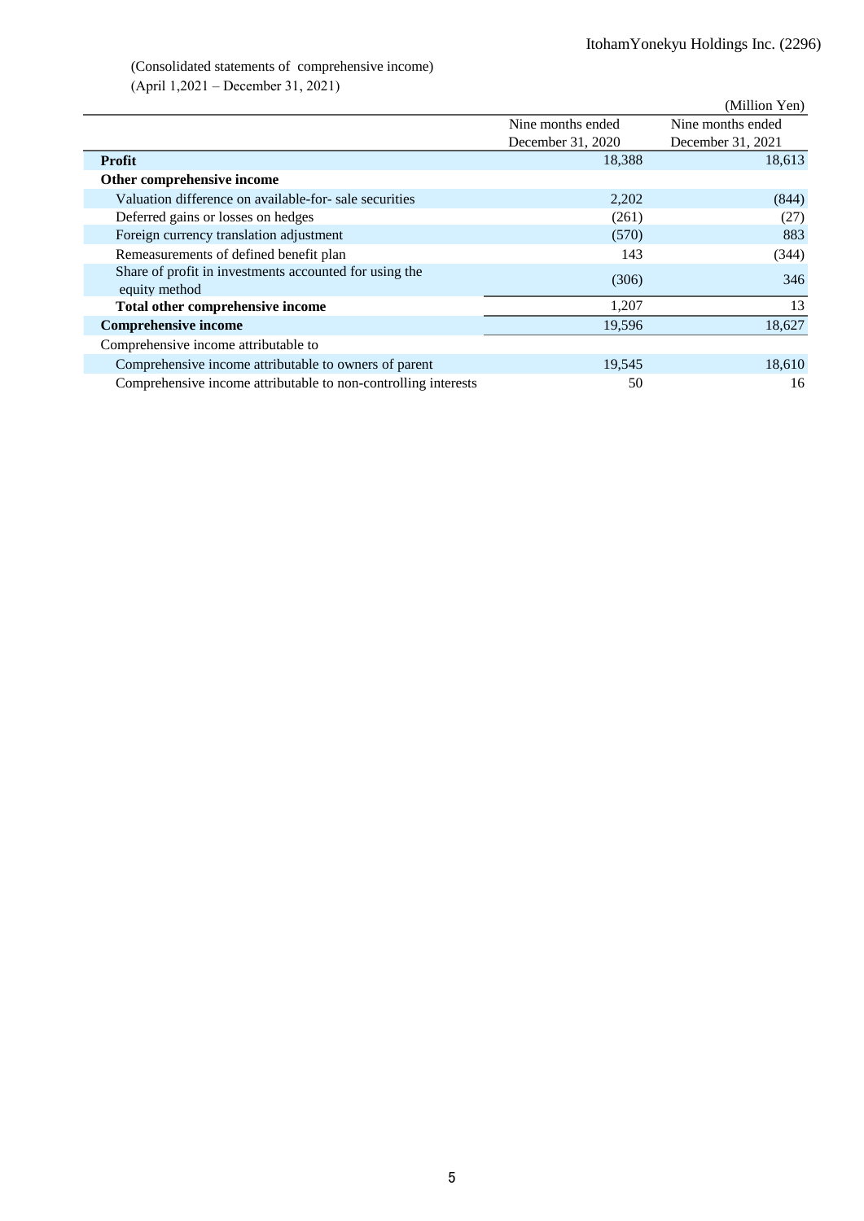(Consolidated statements of comprehensive income)
(April 1,2021 – December 31, 2021)

(Million Yen)

| | Nine months ended December 31, 2020 | Nine months ended December 31, 2021 |
|---|---|---|
| **Profit** | 18,388 | 18,613 |
| **Other comprehensive income** | | |
| Valuation difference on available-for- sale securities | 2,202 | (844) |
| Deferred gains or losses on hedges | (261) | (27) |
| Foreign currency translation adjustment | (570) | 883 |
| Remeasurements of defined benefit plan | 143 | (344) |
| Share of profit in investments accounted for using the equity method | (306) | 346 |
| **Total other comprehensive income** | 1,207 | 13 |
| **Comprehensive income** | 19,596 | 18,627 |
| Comprehensive income attributable to | | |
| Comprehensive income attributable to owners of parent | 19,545 | 18,610 |
| Comprehensive income attributable to non-controlling interests | 50 | 16 |